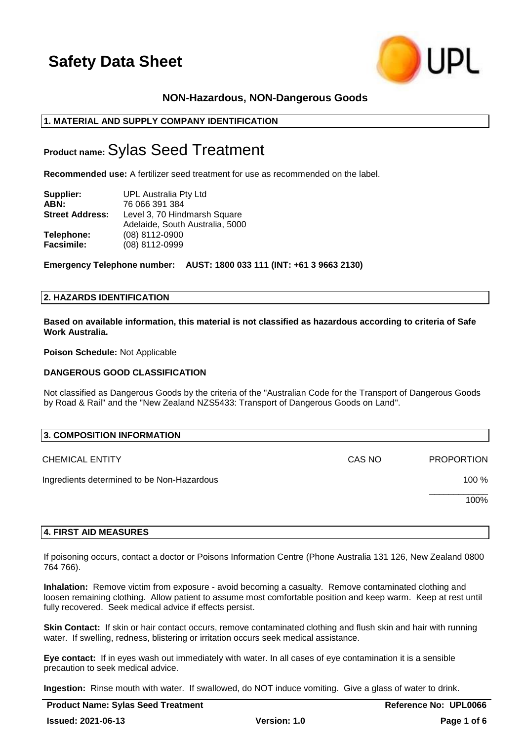# Safety Data Sheet

**NON-Hazardous, NON-Dangerous Goods**

## 1. MATERIAL AND SUPPLY COMPANY IDENTIFICATION

**Product name:** Sylas Seed Treatment

**Recommended use:** A fertilizer seed treatment for use as recommended on the label.

**Supplier:** UPL Australia Pty Ltd
**ABN:** 76 066 391 384
**Street Address:** Level 3, 70 Hindmarsh Square
Adelaide, South Australia, 5000
**Telephone:** (08) 8112-0900
**Facsimile:** (08) 8112-0999

**Emergency Telephone number: AUST: 1800 033 111 (INT: +61 3 9663 2130)**

## 2. HAZARDS IDENTIFICATION

**Based on available information, this material is not classified as hazardous according to criteria of Safe Work Australia.**

**Poison Schedule:** Not Applicable

**DANGEROUS GOOD CLASSIFICATION**

Not classified as Dangerous Goods by the criteria of the "Australian Code for the Transport of Dangerous Goods by Road & Rail" and the "New Zealand NZS5433: Transport of Dangerous Goods on Land".

## 3. COMPOSITION INFORMATION

| CHEMICAL ENTITY | CAS NO | PROPORTION |
|---|---|---|
| Ingredients determined to be Non-Hazardous | | 100 % |
| | | 100% |

## 4. FIRST AID MEASURES

If poisoning occurs, contact a doctor or Poisons Information Centre (Phone Australia 131 126, New Zealand 0800 764 766).

**Inhalation:** Remove victim from exposure - avoid becoming a casualty. Remove contaminated clothing and loosen remaining clothing. Allow patient to assume most comfortable position and keep warm. Keep at rest until fully recovered. Seek medical advice if effects persist.

**Skin Contact:** If skin or hair contact occurs, remove contaminated clothing and flush skin and hair with running water. If swelling, redness, blistering or irritation occurs seek medical assistance.

**Eye contact:** If in eyes wash out immediately with water. In all cases of eye contamination it is a sensible precaution to seek medical advice.

**Ingestion:** Rinse mouth with water. If swallowed, do NOT induce vomiting. Give a glass of water to drink.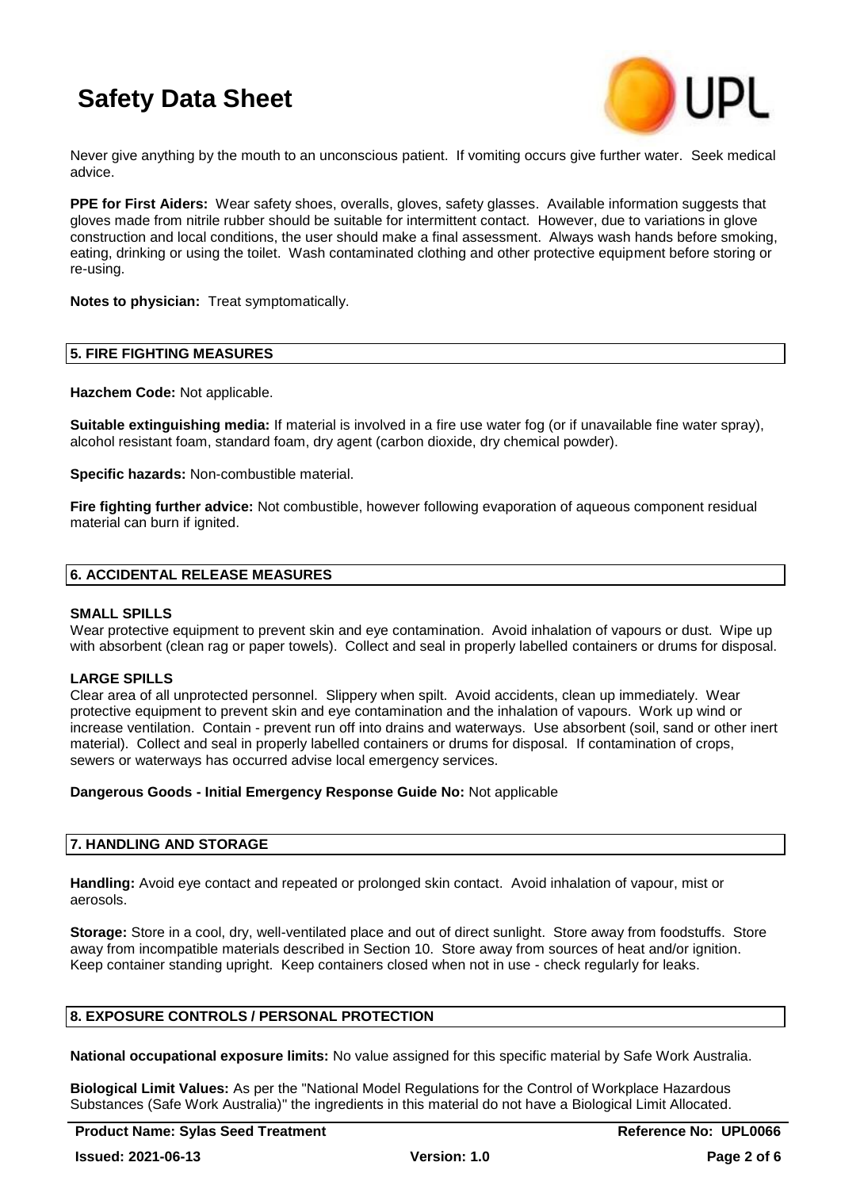Never give anything by the mouth to an unconscious patient. If vomiting occurs give further water. Seek medical advice.

**PPE for First Aiders:** Wear safety shoes, overalls, gloves, safety glasses. Available information suggests that gloves made from nitrile rubber should be suitable for intermittent contact. However, due to variations in glove construction and local conditions, the user should make a final assessment. Always wash hands before smoking, eating, drinking or using the toilet. Wash contaminated clothing and other protective equipment before storing or re-using.

**Notes to physician:** Treat symptomatically.

## 5. FIRE FIGHTING MEASURES

**Hazchem Code:** Not applicable.

**Suitable extinguishing media:** If material is involved in a fire use water fog (or if unavailable fine water spray), alcohol resistant foam, standard foam, dry agent (carbon dioxide, dry chemical powder).

**Specific hazards:** Non-combustible material.

**Fire fighting further advice:** Not combustible, however following evaporation of aqueous component residual material can burn if ignited.

## 6. ACCIDENTAL RELEASE MEASURES

### SMALL SPILLS

Wear protective equipment to prevent skin and eye contamination. Avoid inhalation of vapours or dust. Wipe up with absorbent (clean rag or paper towels). Collect and seal in properly labelled containers or drums for disposal.

### LARGE SPILLS

Clear area of all unprotected personnel. Slippery when spilt. Avoid accidents, clean up immediately. Wear protective equipment to prevent skin and eye contamination and the inhalation of vapours. Work up wind or increase ventilation. Contain - prevent run off into drains and waterways. Use absorbent (soil, sand or other inert material). Collect and seal in properly labelled containers or drums for disposal. If contamination of crops, sewers or waterways has occurred advise local emergency services.

**Dangerous Goods - Initial Emergency Response Guide No:** Not applicable

## 7. HANDLING AND STORAGE

**Handling:** Avoid eye contact and repeated or prolonged skin contact. Avoid inhalation of vapour, mist or aerosols.

**Storage:** Store in a cool, dry, well-ventilated place and out of direct sunlight. Store away from foodstuffs. Store away from incompatible materials described in Section 10. Store away from sources of heat and/or ignition. Keep container standing upright. Keep containers closed when not in use - check regularly for leaks.

## 8. EXPOSURE CONTROLS / PERSONAL PROTECTION

**National occupational exposure limits:** No value assigned for this specific material by Safe Work Australia.

**Biological Limit Values:** As per the "National Model Regulations for the Control of Workplace Hazardous Substances (Safe Work Australia)" the ingredients in this material do not have a Biological Limit Allocated.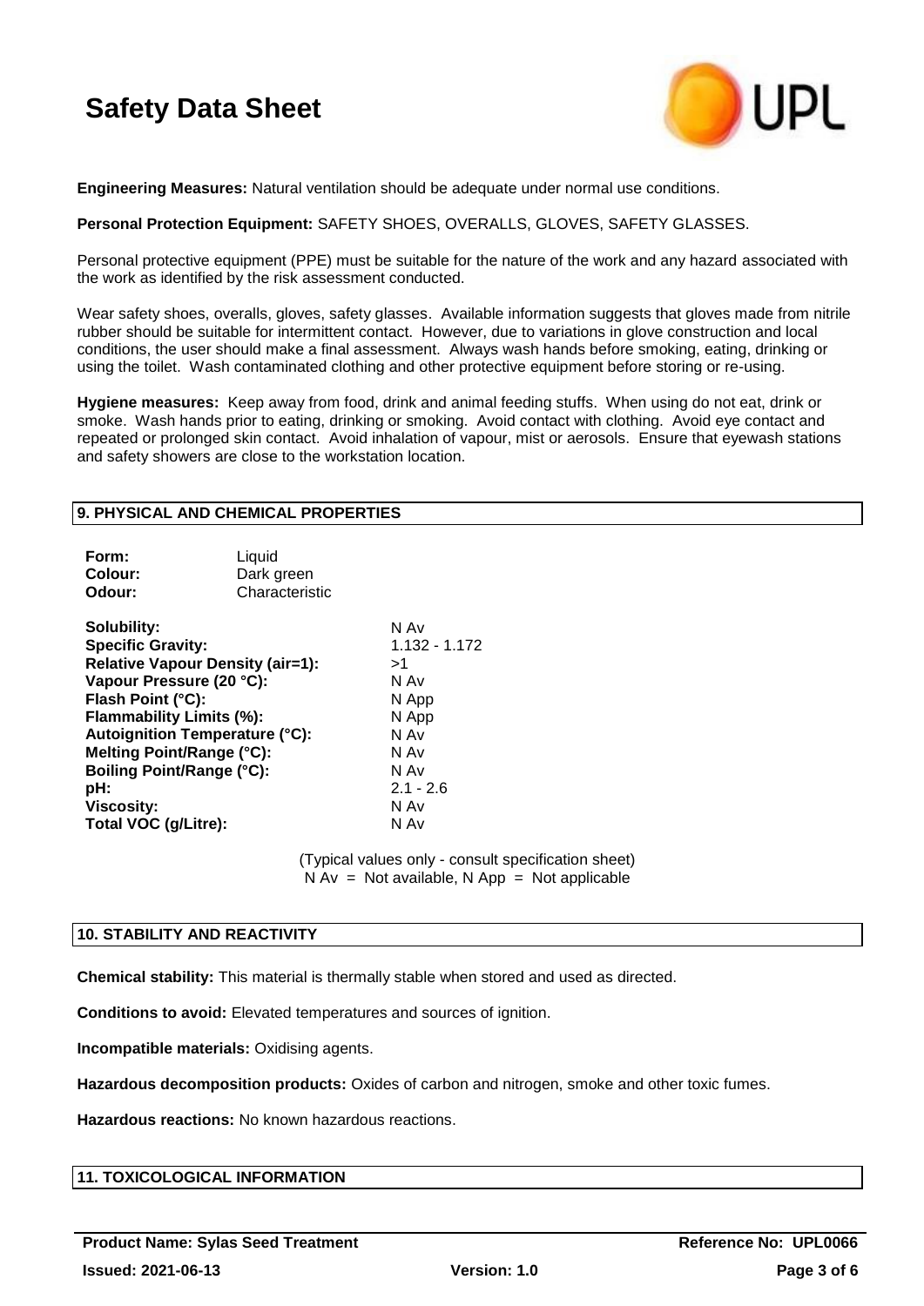**Engineering Measures:** Natural ventilation should be adequate under normal use conditions.

**Personal Protection Equipment:** SAFETY SHOES, OVERALLS, GLOVES, SAFETY GLASSES.

Personal protective equipment (PPE) must be suitable for the nature of the work and any hazard associated with the work as identified by the risk assessment conducted.

Wear safety shoes, overalls, gloves, safety glasses. Available information suggests that gloves made from nitrile rubber should be suitable for intermittent contact. However, due to variations in glove construction and local conditions, the user should make a final assessment. Always wash hands before smoking, eating, drinking or using the toilet. Wash contaminated clothing and other protective equipment before storing or re-using.

**Hygiene measures:** Keep away from food, drink and animal feeding stuffs. When using do not eat, drink or smoke. Wash hands prior to eating, drinking or smoking. Avoid contact with clothing. Avoid eye contact and repeated or prolonged skin contact. Avoid inhalation of vapour, mist or aerosols. Ensure that eyewash stations and safety showers are close to the workstation location.

## 9. PHYSICAL AND CHEMICAL PROPERTIES

| | |
|---|---|
| **Form:** | Liquid |
| **Colour:** | Dark green |
| **Odour:** | Characteristic |

| | |
|---|---|
| **Solubility:** | N Av |
| **Specific Gravity:** | 1.132 - 1.172 |
| **Relative Vapour Density (air=1):** | >1 |
| **Vapour Pressure (20 °C):** | N Av |
| **Flash Point (°C):** | N App |
| **Flammability Limits (%):** | N App |
| **Autoignition Temperature (°C):** | N Av |
| **Melting Point/Range (°C):** | N Av |
| **Boiling Point/Range (°C):** | N Av |
| **pH:** | 2.1 - 2.6 |
| **Viscosity:** | N Av |
| **Total VOC (g/Litre):** | N Av |

(Typical values only - consult specification sheet)
N Av = Not available, N App = Not applicable

## 10. STABILITY AND REACTIVITY

**Chemical stability:** This material is thermally stable when stored and used as directed.

**Conditions to avoid:** Elevated temperatures and sources of ignition.

**Incompatible materials:** Oxidising agents.

**Hazardous decomposition products:** Oxides of carbon and nitrogen, smoke and other toxic fumes.

**Hazardous reactions:** No known hazardous reactions.

## 11. TOXICOLOGICAL INFORMATION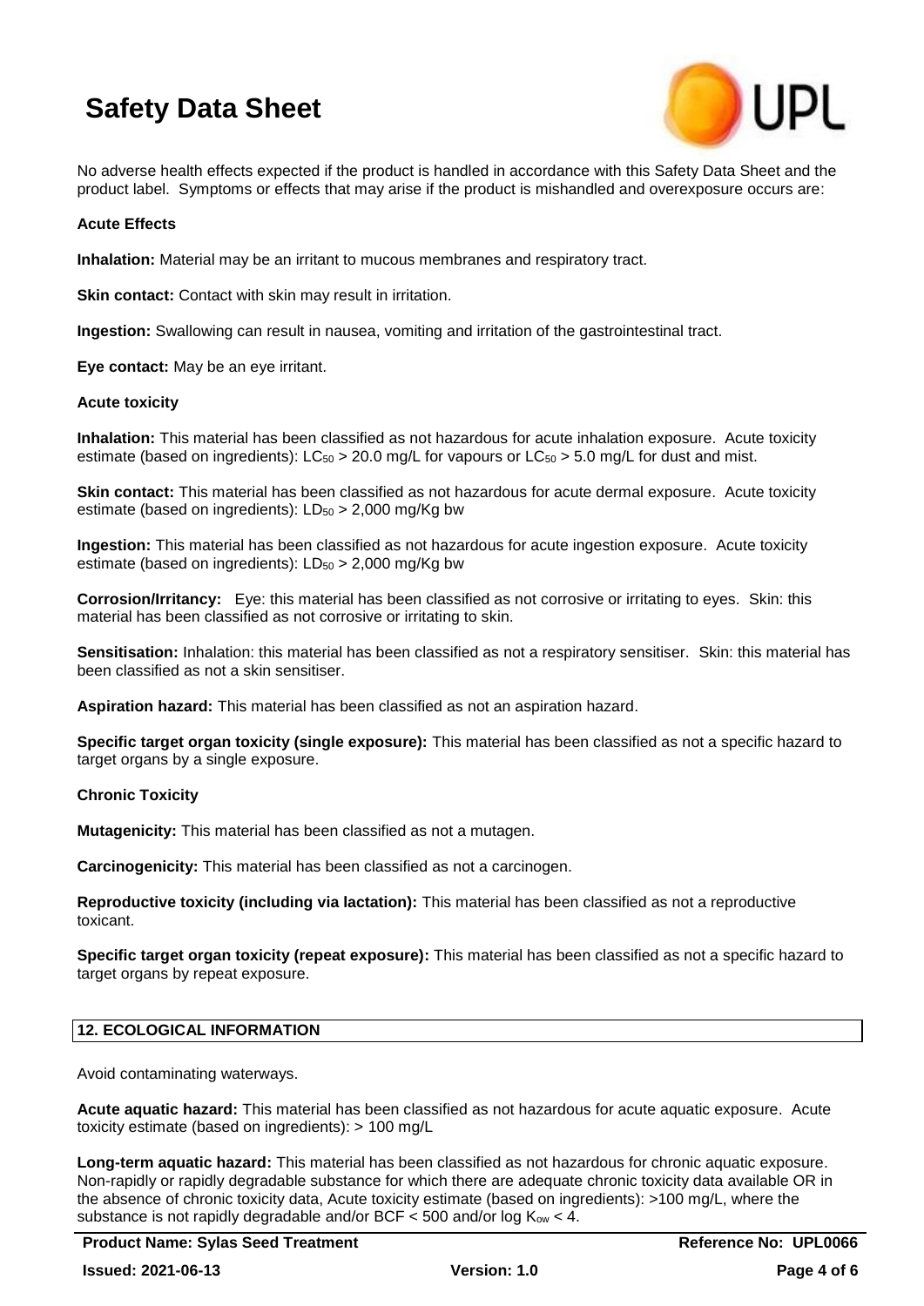No adverse health effects expected if the product is handled in accordance with this Safety Data Sheet and the product label. Symptoms or effects that may arise if the product is mishandled and overexposure occurs are:

**Acute Effects**

**Inhalation:** Material may be an irritant to mucous membranes and respiratory tract.

**Skin contact:** Contact with skin may result in irritation.

**Ingestion:** Swallowing can result in nausea, vomiting and irritation of the gastrointestinal tract.

**Eye contact:** May be an eye irritant.

**Acute toxicity**

**Inhalation:** This material has been classified as not hazardous for acute inhalation exposure. Acute toxicity estimate (based on ingredients): $LC_{50}$ > 20.0 mg/L for vapours or $LC_{50}$ > 5.0 mg/L for dust and mist.

**Skin contact:** This material has been classified as not hazardous for acute dermal exposure. Acute toxicity estimate (based on ingredients): $LD_{50}$ > 2,000 mg/Kg bw

**Ingestion:** This material has been classified as not hazardous for acute ingestion exposure. Acute toxicity estimate (based on ingredients): $LD_{50}$ > 2,000 mg/Kg bw

**Corrosion/Irritancy:** Eye: this material has been classified as not corrosive or irritating to eyes. Skin: this material has been classified as not corrosive or irritating to skin.

**Sensitisation:** Inhalation: this material has been classified as not a respiratory sensitiser. Skin: this material has been classified as not a skin sensitiser.

**Aspiration hazard:** This material has been classified as not an aspiration hazard.

**Specific target organ toxicity (single exposure):** This material has been classified as not a specific hazard to target organs by a single exposure.

**Chronic Toxicity**

**Mutagenicity:** This material has been classified as not a mutagen.

**Carcinogenicity:** This material has been classified as not a carcinogen.

**Reproductive toxicity (including via lactation):** This material has been classified as not a reproductive toxicant.

**Specific target organ toxicity (repeat exposure):** This material has been classified as not a specific hazard to target organs by repeat exposure.

## 12. ECOLOGICAL INFORMATION

Avoid contaminating waterways.

**Acute aquatic hazard:** This material has been classified as not hazardous for acute aquatic exposure. Acute toxicity estimate (based on ingredients): > 100 mg/L

**Long-term aquatic hazard:** This material has been classified as not hazardous for chronic aquatic exposure. Non-rapidly or rapidly degradable substance for which there are adequate chronic toxicity data available OR in the absence of chronic toxicity data, Acute toxicity estimate (based on ingredients): >100 mg/L, where the substance is not rapidly degradable and/or BCF < 500 and/or log $K_{ow}$ < 4.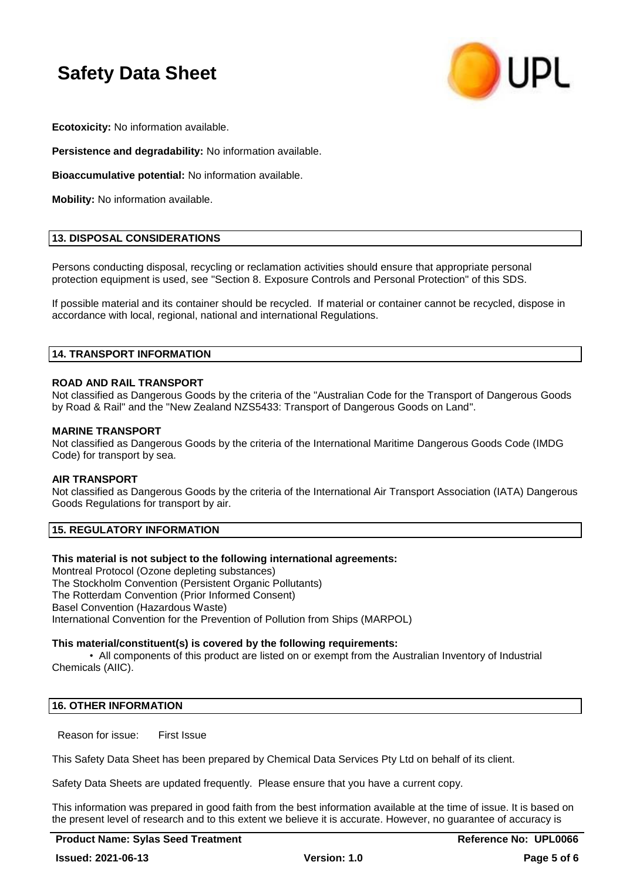**Ecotoxicity:** No information available.

**Persistence and degradability:** No information available.

**Bioaccumulative potential:** No information available.

**Mobility:** No information available.

## 13. DISPOSAL CONSIDERATIONS

Persons conducting disposal, recycling or reclamation activities should ensure that appropriate personal protection equipment is used, see "Section 8. Exposure Controls and Personal Protection" of this SDS.

If possible material and its container should be recycled. If material or container cannot be recycled, dispose in accordance with local, regional, national and international Regulations.

## 14. TRANSPORT INFORMATION

**ROAD AND RAIL TRANSPORT**
Not classified as Dangerous Goods by the criteria of the "Australian Code for the Transport of Dangerous Goods by Road & Rail" and the "New Zealand NZS5433: Transport of Dangerous Goods on Land".

**MARINE TRANSPORT**
Not classified as Dangerous Goods by the criteria of the International Maritime Dangerous Goods Code (IMDG Code) for transport by sea.

**AIR TRANSPORT**
Not classified as Dangerous Goods by the criteria of the International Air Transport Association (IATA) Dangerous Goods Regulations for transport by air.

## 15. REGULATORY INFORMATION

**This material is not subject to the following international agreements:**
Montreal Protocol (Ozone depleting substances)
The Stockholm Convention (Persistent Organic Pollutants)
The Rotterdam Convention (Prior Informed Consent)
Basel Convention (Hazardous Waste)
International Convention for the Prevention of Pollution from Ships (MARPOL)

**This material/constituent(s) is covered by the following requirements:**

- All components of this product are listed on or exempt from the Australian Inventory of Industrial Chemicals (AIIC).

## 16. OTHER INFORMATION

Reason for issue: First Issue

This Safety Data Sheet has been prepared by Chemical Data Services Pty Ltd on behalf of its client.

Safety Data Sheets are updated frequently. Please ensure that you have a current copy.

This information was prepared in good faith from the best information available at the time of issue. It is based on the present level of research and to this extent we believe it is accurate. However, no guarantee of accuracy is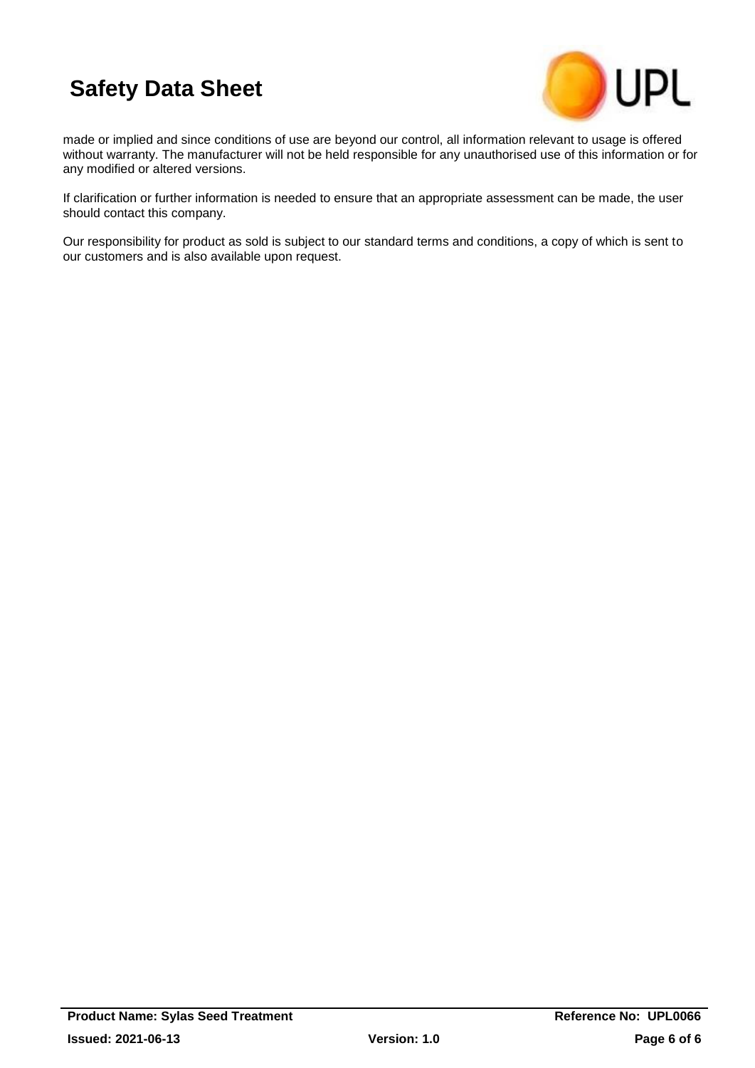made or implied and since conditions of use are beyond our control, all information relevant to usage is offered without warranty. The manufacturer will not be held responsible for any unauthorised use of this information or for any modified or altered versions.

If clarification or further information is needed to ensure that an appropriate assessment can be made, the user should contact this company.

Our responsibility for product as sold is subject to our standard terms and conditions, a copy of which is sent to our customers and is also available upon request.